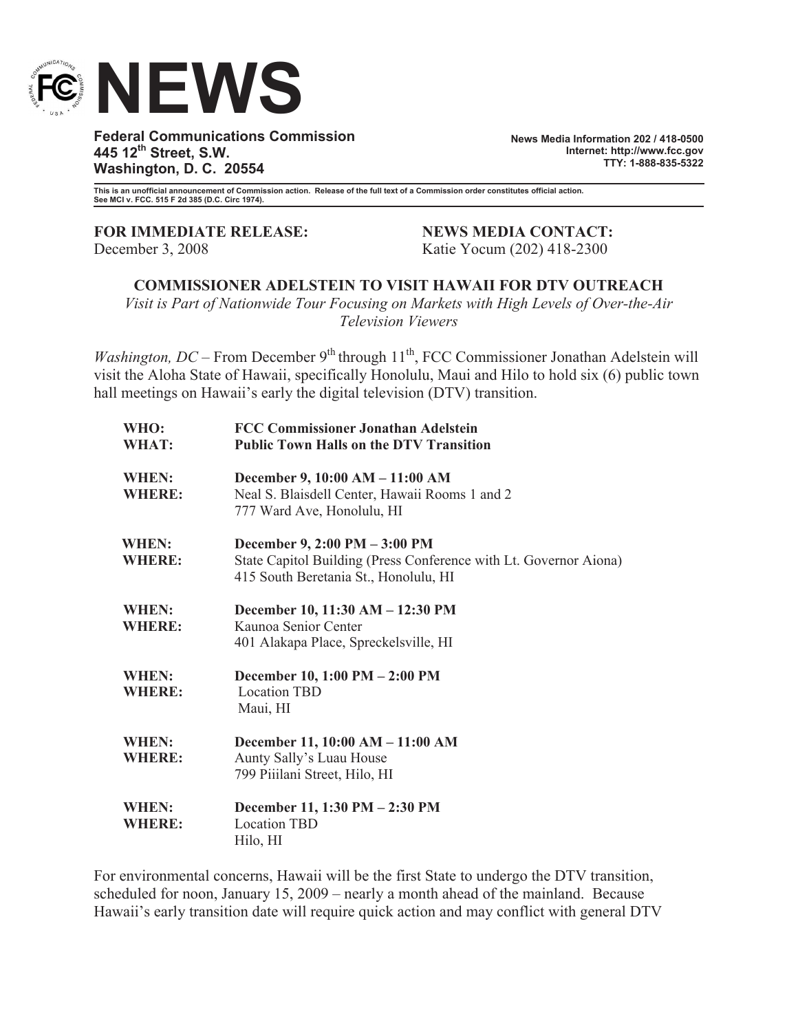# NEWS

**Federal Communications Commission**
**445 12th Street, S.W.**
**Washington, D. C. 20554**

**News Media Information 202 / 418-0500**
**Internet: http://www.fcc.gov**
**TTY: 1-888-835-5322**

**This is an unofficial announcement of Commission action. Release of the full text of a Commission order constitutes official action. See MCI v. FCC. 515 F 2d 385 (D.C. Circ 1974).**

**FOR IMMEDIATE RELEASE:**
December 3, 2008

**NEWS MEDIA CONTACT:**
Katie Yocum (202) 418-2300

## COMMISSIONER ADELSTEIN TO VISIT HAWAII FOR DTV OUTREACH

*Visit is Part of Nationwide Tour Focusing on Markets with High Levels of Over-the-Air Television Viewers*

*Washington, DC* – From December 9th through 11th, FCC Commissioner Jonathan Adelstein will visit the Aloha State of Hawaii, specifically Honolulu, Maui and Hilo to hold six (6) public town hall meetings on Hawaii's early the digital television (DTV) transition.

**WHO:** **FCC Commissioner Jonathan Adelstein**
**WHAT:** **Public Town Halls on the DTV Transition**

**WHEN:** **December 9, 10:00 AM – 11:00 AM**
**WHERE:** Neal S. Blaisdell Center, Hawaii Rooms 1 and 2
777 Ward Ave, Honolulu, HI

**WHEN:** **December 9, 2:00 PM – 3:00 PM**
**WHERE:** State Capitol Building (Press Conference with Lt. Governor Aiona)
415 South Beretania St., Honolulu, HI

**WHEN:** **December 10, 11:30 AM – 12:30 PM**
**WHERE:** Kaunoa Senior Center
401 Alakapa Place, Spreckelsville, HI

**WHEN:** **December 10, 1:00 PM – 2:00 PM**
**WHERE:** Location TBD
Maui, HI

**WHEN:** **December 11, 10:00 AM – 11:00 AM**
**WHERE:** Aunty Sally's Luau House
799 Piiilani Street, Hilo, HI

**WHEN:** **December 11, 1:30 PM – 2:30 PM**
**WHERE:** Location TBD
Hilo, HI

For environmental concerns, Hawaii will be the first State to undergo the DTV transition, scheduled for noon, January 15, 2009 – nearly a month ahead of the mainland. Because Hawaii's early transition date will require quick action and may conflict with general DTV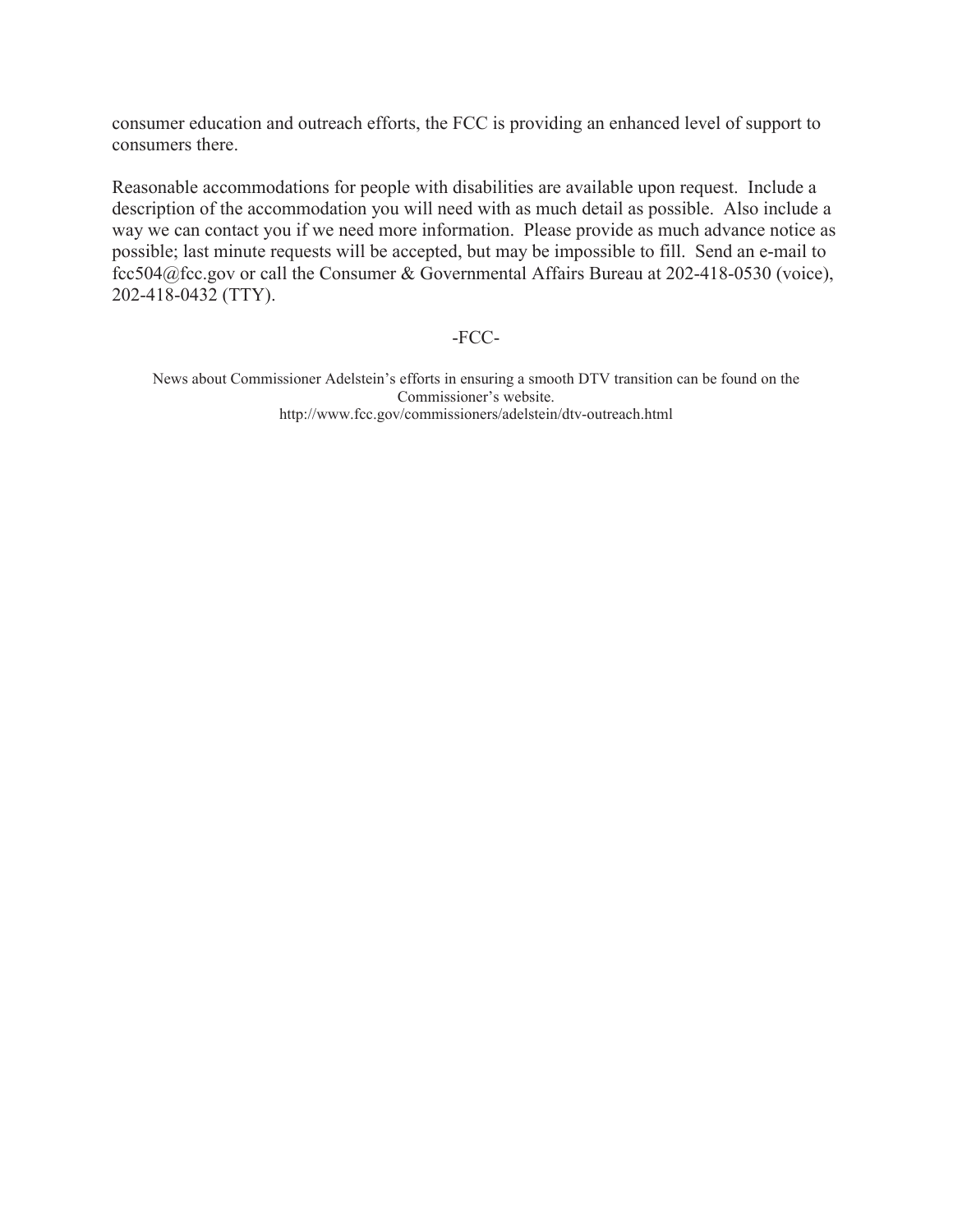consumer education and outreach efforts, the FCC is providing an enhanced level of support to consumers there.

Reasonable accommodations for people with disabilities are available upon request. Include a description of the accommodation you will need with as much detail as possible. Also include a way we can contact you if we need more information. Please provide as much advance notice as possible; last minute requests will be accepted, but may be impossible to fill. Send an e-mail to fcc504@fcc.gov or call the Consumer & Governmental Affairs Bureau at 202-418-0530 (voice), 202-418-0432 (TTY).

-FCC-

News about Commissioner Adelstein's efforts in ensuring a smooth DTV transition can be found on the Commissioner's website.
http://www.fcc.gov/commissioners/adelstein/dtv-outreach.html